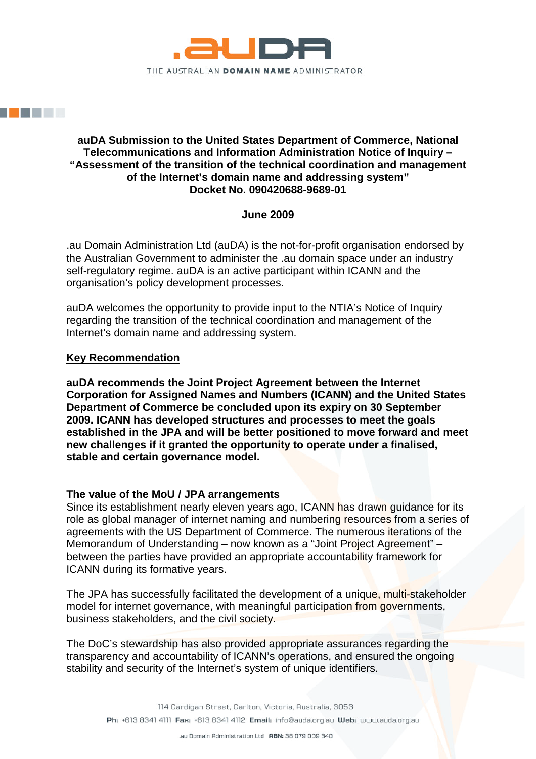**auDA Submission to the United States Department of Commerce, National Telecommunications and Information Administration Notice of Inquiry – "Assessment of the transition of the technical coordination and management of the Internet's domain name and addressing system" Docket No. 090420688-9689-01**

**June 2009**

.au Domain Administration Ltd (auDA) is the not-for-profit organisation endorsed by the Australian Government to administer the .au domain space under an industry self-regulatory regime. auDA is an active participant within ICANN and the organisation's policy development processes.

auDA welcomes the opportunity to provide input to the NTIA's Notice of Inquiry regarding the transition of the technical coordination and management of the Internet's domain name and addressing system.

## Key Recommendation

**auDA recommends the Joint Project Agreement between the Internet Corporation for Assigned Names and Numbers (ICANN) and the United States Department of Commerce be concluded upon its expiry on 30 September 2009. ICANN has developed structures and processes to meet the goals established in the JPA and will be better positioned to move forward and meet new challenges if it granted the opportunity to operate under a finalised, stable and certain governance model.**

### The value of the MoU / JPA arrangements

Since its establishment nearly eleven years ago, ICANN has drawn guidance for its role as global manager of internet naming and numbering resources from a series of agreements with the US Department of Commerce. The numerous iterations of the Memorandum of Understanding – now known as a "Joint Project Agreement" – between the parties have provided an appropriate accountability framework for ICANN during its formative years.

The JPA has successfully facilitated the development of a unique, multi-stakeholder model for internet governance, with meaningful participation from governments, business stakeholders, and the civil society.

The DoC's stewardship has also provided appropriate assurances regarding the transparency and accountability of ICANN's operations, and ensured the ongoing stability and security of the Internet's system of unique identifiers.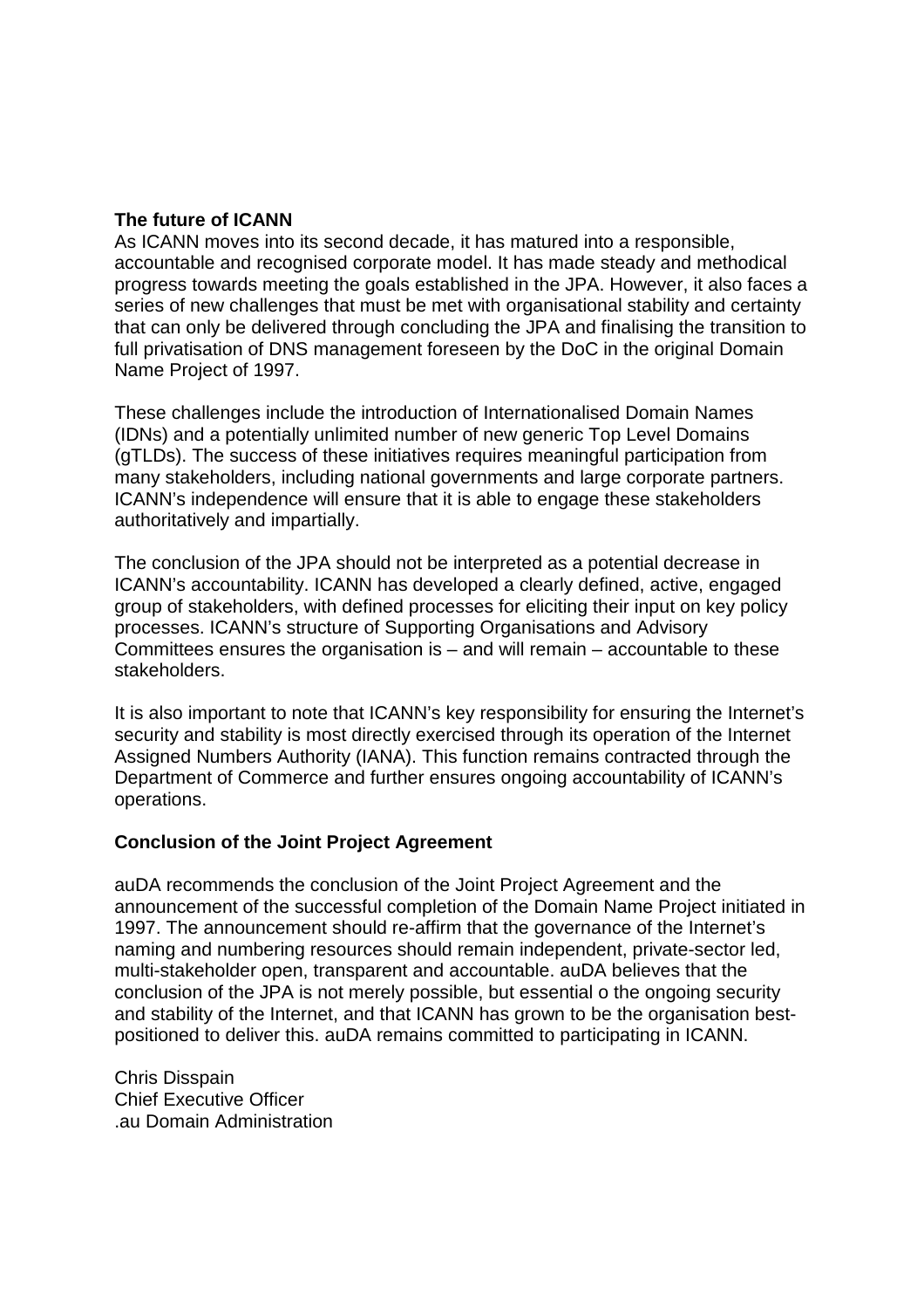**The future of ICANN**

As ICANN moves into its second decade, it has matured into a responsible, accountable and recognised corporate model. It has made steady and methodical progress towards meeting the goals established in the JPA. However, it also faces a series of new challenges that must be met with organisational stability and certainty that can only be delivered through concluding the JPA and finalising the transition to full privatisation of DNS management foreseen by the DoC in the original Domain Name Project of 1997.

These challenges include the introduction of Internationalised Domain Names (IDNs) and a potentially unlimited number of new generic Top Level Domains (gTLDs). The success of these initiatives requires meaningful participation from many stakeholders, including national governments and large corporate partners. ICANN's independence will ensure that it is able to engage these stakeholders authoritatively and impartially.

The conclusion of the JPA should not be interpreted as a potential decrease in ICANN's accountability. ICANN has developed a clearly defined, active, engaged group of stakeholders, with defined processes for eliciting their input on key policy processes. ICANN's structure of Supporting Organisations and Advisory Committees ensures the organisation is – and will remain – accountable to these stakeholders.

It is also important to note that ICANN's key responsibility for ensuring the Internet's security and stability is most directly exercised through its operation of the Internet Assigned Numbers Authority (IANA). This function remains contracted through the Department of Commerce and further ensures ongoing accountability of ICANN's operations.

**Conclusion of the Joint Project Agreement**

auDA recommends the conclusion of the Joint Project Agreement and the announcement of the successful completion of the Domain Name Project initiated in 1997. The announcement should re-affirm that the governance of the Internet's naming and numbering resources should remain independent, private-sector led, multi-stakeholder open, transparent and accountable. auDA believes that the conclusion of the JPA is not merely possible, but essential o the ongoing security and stability of the Internet, and that ICANN has grown to be the organisation best-positioned to deliver this. auDA remains committed to participating in ICANN.

Chris Disspain
Chief Executive Officer
.au Domain Administration